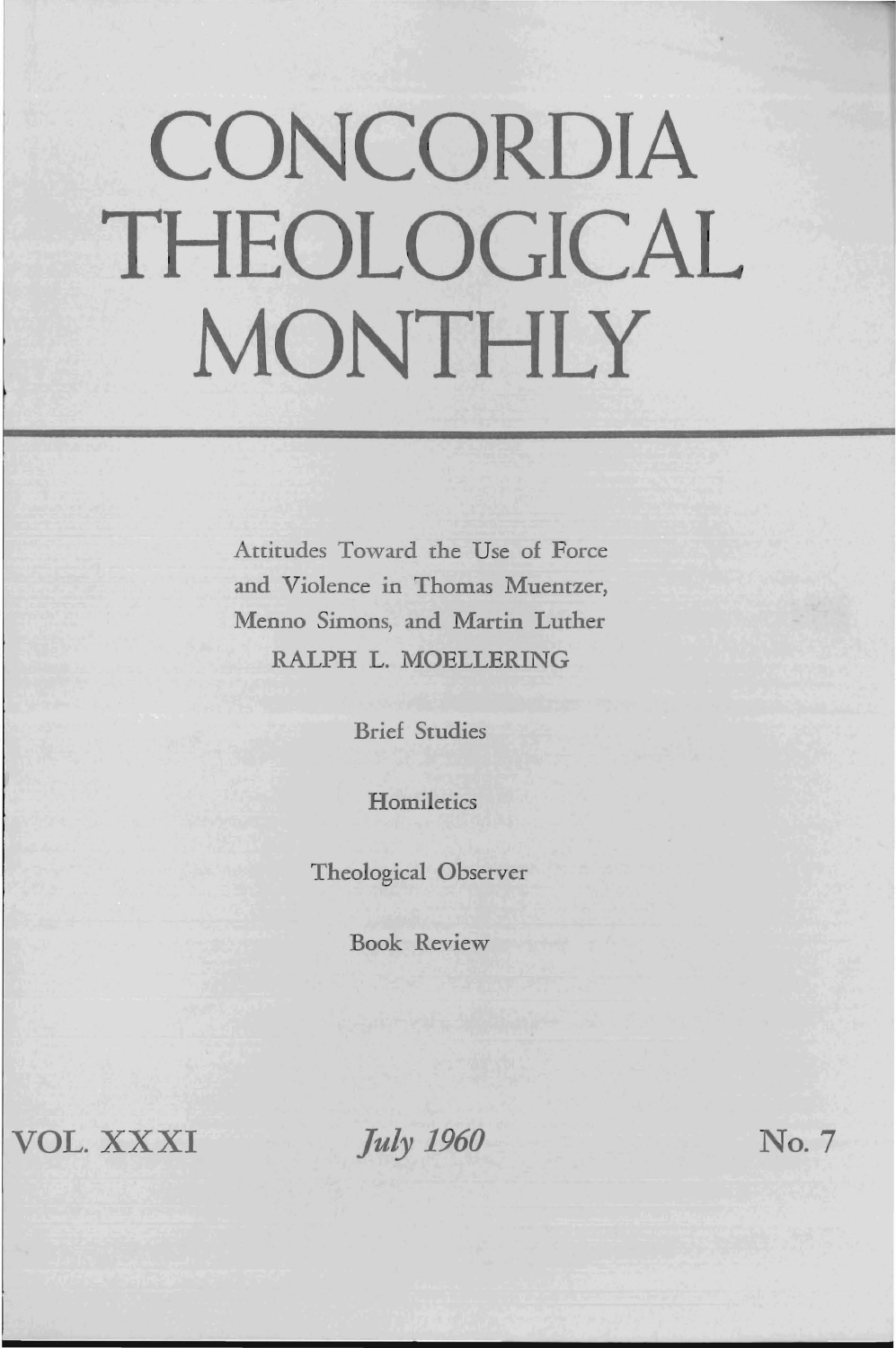# CONCORDIA THEOLOGICAL MONTHLY

Attitudes Toward the Use of Force and Violence in Thomas Muentzer, Menno Simons, and Martin Luther
RALPH L. MOELLERING

Brief Studies

Homiletics

Theological Observer

Book Review

VOL. XXXI *July 1960* No. 7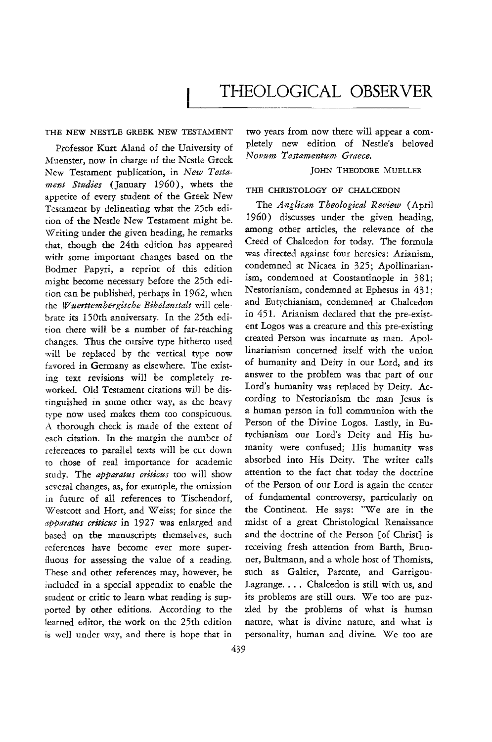# THEOLOGICAL OBSERVER

## THE NEW NESTLE GREEK NEW TESTAMENT

Professor Kurt Aland of the University of Muenster, now in charge of the Nestle Greek New Testament publication, in *New Testament Studies* (January 1960), whets the appetite of every student of the Greek New Testament by delineating what the 25th edition of the Nestle New Testament might be. Writing under the given heading, he remarks that, though the 24th edition has appeared with some important changes based on the Bodmer Papyri, a reprint of this edition might become necessary before the 25th edition can be published, perhaps in 1962, when the *Wuerttembergische Bibelanstalt* will celebrate its 150th anniversary. In the 25th edition there will be a number of far-reaching changes. Thus the cursive type hitherto used will be replaced by the vertical type now favored in Germany as elsewhere. The existing text revisions will be completely reworked. Old Testament citations will be distinguished in some other way, as the heavy type now used makes them too conspicuous. A thorough check is made of the extent of each citation. In the margin the number of references to parallel texts will be cut down to those of real importance for academic study. The *apparatus criticus* too will show several changes, as, for example, the omission in future of all references to Tischendorf, Westcott and Hort, and Weiss; for since the *apparatus criticus* in 1927 was enlarged and based on the manuscripts themselves, such references have become ever more superfluous for assessing the value of a reading. These and other references may, however, be included in a special appendix to enable the student or critic to learn what reading is supported by other editions. According to the learned editor, the work on the 25th edition is well under way, and there is hope that in two years from now there will appear a completely new edition of Nestle's beloved *Novum Testamentum Graece.*

JOHN THEODORE MUELLER

## THE CHRISTOLOGY OF CHALCEDON

The *Anglican Theological Review* (April 1960) discusses under the given heading, among other articles, the relevance of the Creed of Chalcedon for today. The formula was directed against four heresies: Arianism, condemned at Nicaea in 325; Apollinarianism, condemned at Constantinople in 381; Nestorianism, condemned at Ephesus in 431; and Eutychianism, condemned at Chalcedon in 451. Arianism declared that the pre-existent Logos was a creature and this pre-existing created Person was incarnate as man. Apollinarianism concerned itself with the union of humanity and Deity in our Lord, and its answer to the problem was that part of our Lord's humanity was replaced by Deity. According to Nestorianism the man Jesus is a human person in full communion with the Person of the Divine Logos. Lastly, in Eutychianism our Lord's Deity and His humanity were confused; His humanity was absorbed into His Deity. The writer calls attention to the fact that today the doctrine of the Person of our Lord is again the center of fundamental controversy, particularly on the Continent. He says: "We are in the midst of a great Christological Renaissance and the doctrine of the Person [of Christ] is receiving fresh attention from Barth, Brunner, Bultmann, and a whole host of Thomists, such as Galtier, Parente, and Garrigou-Lagrange. . . . Chalcedon is still with us, and its problems are still ours. We too are puzzled by the problems of what is human nature, what is divine nature, and what is personality, human and divine. We too are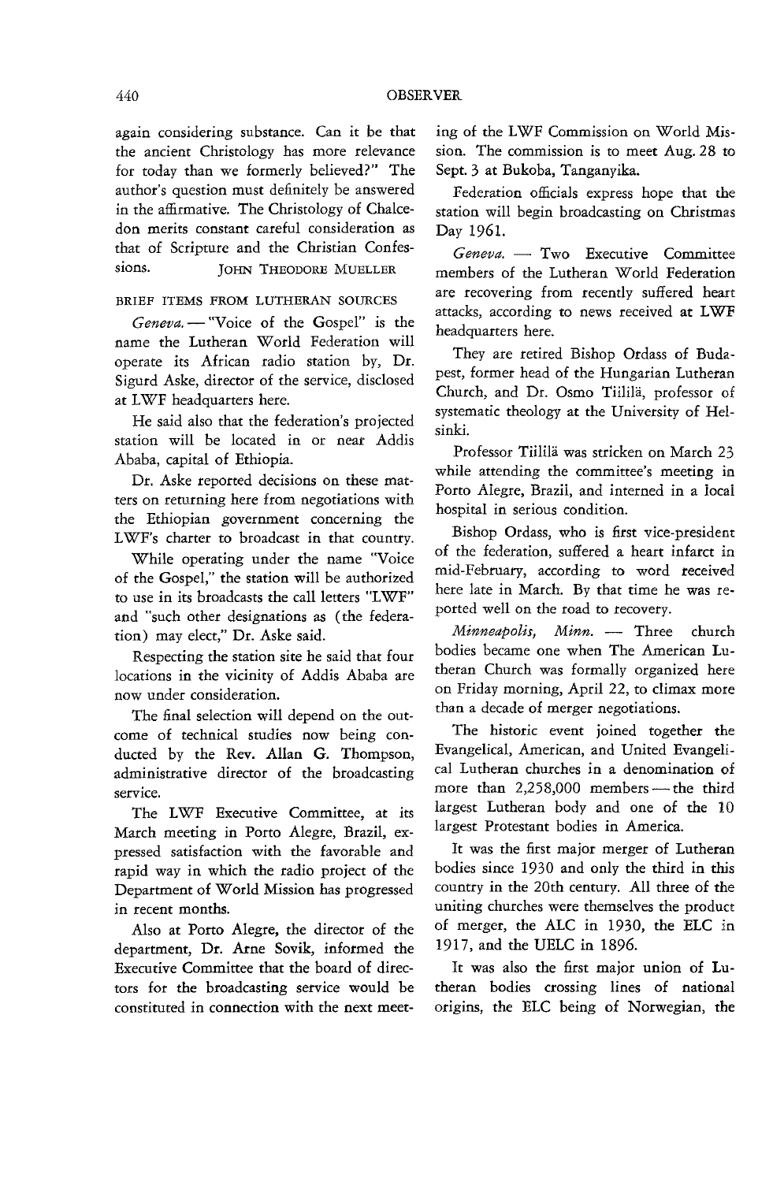again considering substance. Can it be that the ancient Christology has more relevance for today than we formerly believed?" The author's question must definitely be answered in the affirmative. The Christology of Chalcedon merits constant careful consideration as that of Scripture and the Christian Confessions.

JOHN THEODORE MUELLER

## BRIEF ITEMS FROM LUTHERAN SOURCES

*Geneva.* — "Voice of the Gospel" is the name the Lutheran World Federation will operate its African radio station by, Dr. Sigurd Aske, director of the service, disclosed at LWF headquarters here.

He said also that the federation's projected station will be located in or near Addis Ababa, capital of Ethiopia.

Dr. Aske reported decisions on these matters on returning here from negotiations with the Ethiopian government concerning the LWF's charter to broadcast in that country.

While operating under the name "Voice of the Gospel," the station will be authorized to use in its broadcasts the call letters "LWF" and "such other designations as (the federation) may elect," Dr. Aske said.

Respecting the station site he said that four locations in the vicinity of Addis Ababa are now under consideration.

The final selection will depend on the outcome of technical studies now being conducted by the Rev. Allan G. Thompson, administrative director of the broadcasting service.

The LWF Executive Committee, at its March meeting in Porto Alegre, Brazil, expressed satisfaction with the favorable and rapid way in which the radio project of the Department of World Mission has progressed in recent months.

Also at Porto Alegre, the director of the department, Dr. Arne Sovik, informed the Executive Committee that the board of directors for the broadcasting service would be constituted in connection with the next meeting of the LWF Commission on World Mission. The commission is to meet Aug. 28 to Sept. 3 at Bukoba, Tanganyika.

Federation officials express hope that the station will begin broadcasting on Christmas Day 1961.

*Geneva.* — Two Executive Committee members of the Lutheran World Federation are recovering from recently suffered heart attacks, according to news received at LWF headquarters here.

They are retired Bishop Ordass of Budapest, former head of the Hungarian Lutheran Church, and Dr. Osmo Tiililä, professor of systematic theology at the University of Helsinki.

Professor Tiililä was stricken on March 23 while attending the committee's meeting in Porto Alegre, Brazil, and interned in a local hospital in serious condition.

Bishop Ordass, who is first vice-president of the federation, suffered a heart infarct in mid-February, according to word received here late in March. By that time he was reported well on the road to recovery.

*Minneapolis, Minn.* — Three church bodies became one when The American Lutheran Church was formally organized here on Friday morning, April 22, to climax more than a decade of merger negotiations.

The historic event joined together the Evangelical, American, and United Evangelical Lutheran churches in a denomination of more than 2,258,000 members — the third largest Lutheran body and one of the 10 largest Protestant bodies in America.

It was the first major merger of Lutheran bodies since 1930 and only the third in this country in the 20th century. All three of the uniting churches were themselves the product of merger, the ALC in 1930, the ELC in 1917, and the UELC in 1896.

It was also the first major union of Lutheran bodies crossing lines of national origins, the ELC being of Norwegian, the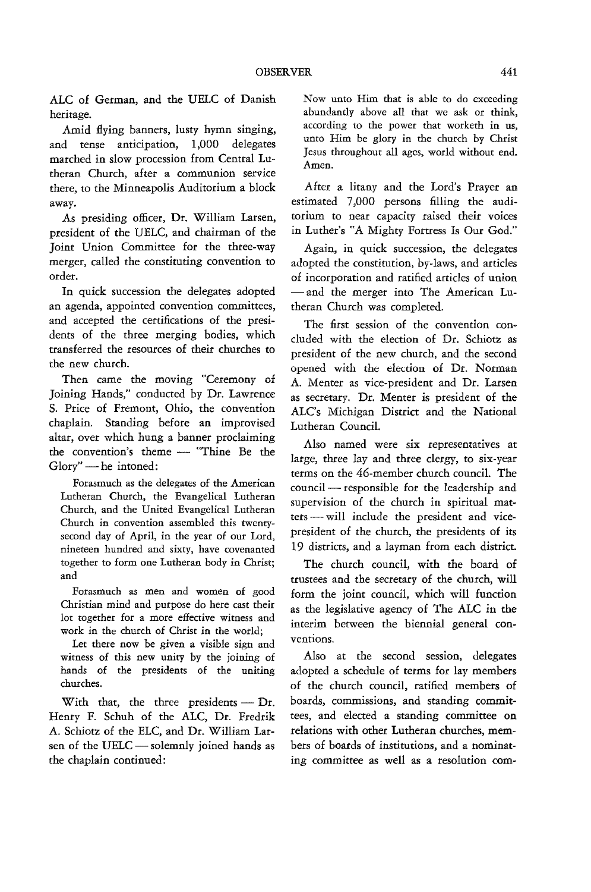ALC of German, and the UELC of Danish heritage.

Amid flying banners, lusty hymn singing, and tense anticipation, 1,000 delegates marched in slow procession from Central Lutheran Church, after a communion service there, to the Minneapolis Auditorium a block away.

As presiding officer, Dr. William Larsen, president of the UELC, and chairman of the Joint Union Committee for the three-way merger, called the constituting convention to order.

In quick succession the delegates adopted an agenda, appointed convention committees, and accepted the certifications of the presidents of the three merging bodies, which transferred the resources of their churches to the new church.

Then came the moving "Ceremony of Joining Hands," conducted by Dr. Lawrence S. Price of Fremont, Ohio, the convention chaplain. Standing before an improvised altar, over which hung a banner proclaiming the convention's theme — "Thine Be the Glory" — he intoned:

> Forasmuch as the delegates of the American Lutheran Church, the Evangelical Lutheran Church, and the United Evangelical Lutheran Church in convention assembled this twenty-second day of April, in the year of our Lord, nineteen hundred and sixty, have covenanted together to form one Lutheran body in Christ; and
>
> Forasmuch as men and women of good Christian mind and purpose do here cast their lot together for a more effective witness and work in the church of Christ in the world;
>
> Let there now be given a visible sign and witness of this new unity by the joining of hands of the presidents of the uniting churches.

With that, the three presidents — Dr. Henry F. Schuh of the ALC, Dr. Fredrik A. Schiotz of the ELC, and Dr. William Larsen of the UELC — solemnly joined hands as the chaplain continued:

> Now unto Him that is able to do exceeding abundantly above all that we ask or think, according to the power that worketh in us, unto Him be glory in the church by Christ Jesus throughout all ages, world without end. Amen.

After a litany and the Lord's Prayer an estimated 7,000 persons filling the auditorium to near capacity raised their voices in Luther's "A Mighty Fortress Is Our God."

Again, in quick succession, the delegates adopted the constitution, by-laws, and articles of incorporation and ratified articles of union — and the merger into The American Lutheran Church was completed.

The first session of the convention concluded with the election of Dr. Schiotz as president of the new church, and the second opened with the election of Dr. Norman A. Menter as vice-president and Dr. Larsen as secretary. Dr. Menter is president of the ALC's Michigan District and the National Lutheran Council.

Also named were six representatives at large, three lay and three clergy, to six-year terms on the 46-member church council. The council — responsible for the leadership and supervision of the church in spiritual matters — will include the president and vice-president of the church, the presidents of its 19 districts, and a layman from each district.

The church council, with the board of trustees and the secretary of the church, will form the joint council, which will function as the legislative agency of The ALC in the interim between the biennial general conventions.

Also at the second session, delegates adopted a schedule of terms for lay members of the church council, ratified members of boards, commissions, and standing committees, and elected a standing committee on relations with other Lutheran churches, members of boards of institutions, and a nominating committee as well as a resolution com-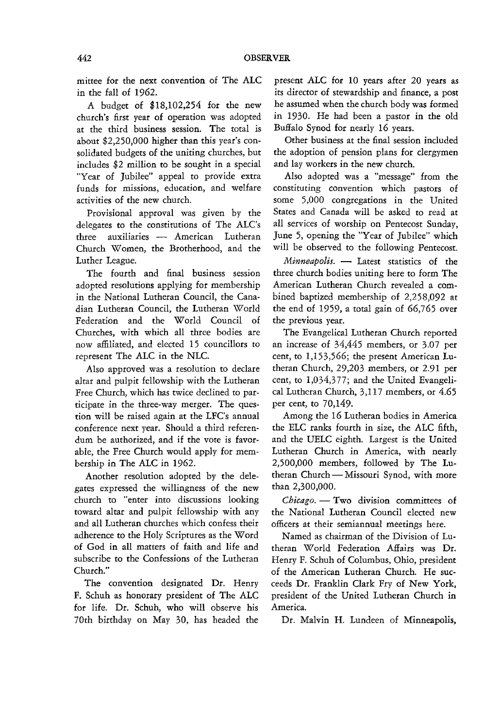mittee for the next convention of The ALC in the fall of 1962.

A budget of $18,102,254 for the new church's first year of operation was adopted at the third business session. The total is about $2,250,000 higher than this year's consolidated budgets of the uniting churches, but includes $2 million to be sought in a special "Year of Jubilee" appeal to provide extra funds for missions, education, and welfare activities of the new church.

Provisional approval was given by the delegates to the constitutions of The ALC's three auxiliaries — American Lutheran Church Women, the Brotherhood, and the Luther League.

The fourth and final business session adopted resolutions applying for membership in the National Lutheran Council, the Canadian Lutheran Council, the Lutheran World Federation and the World Council of Churches, with which all three bodies are now affiliated, and elected 15 councillors to represent The ALC in the NLC.

Also approved was a resolution to declare altar and pulpit fellowship with the Lutheran Free Church, which has twice declined to participate in the three-way merger. The question will be raised again at the LFC's annual conference next year. Should a third referendum be authorized, and if the vote is favorable, the Free Church would apply for membership in The ALC in 1962.

Another resolution adopted by the delegates expressed the willingness of the new church to "enter into discussions looking toward altar and pulpit fellowship with any and all Lutheran churches which confess their adherence to the Holy Scriptures as the Word of God in all matters of faith and life and subscribe to the Confessions of the Lutheran Church."

The convention designated Dr. Henry F. Schuh as honorary president of The ALC for life. Dr. Schuh, who will observe his 70th birthday on May 30, has headed the present ALC for 10 years after 20 years as its director of stewardship and finance, a post he assumed when the church body was formed in 1930. He had been a pastor in the old Buffalo Synod for nearly 16 years.

Other business at the final session included the adoption of pension plans for clergymen and lay workers in the new church.

Also adopted was a "message" from the constituting convention which pastors of some 5,000 congregations in the United States and Canada will be asked to read at all services of worship on Pentecost Sunday, June 5, opening the "Year of Jubilee" which will be observed to the following Pentecost.

*Minneapolis.* — Latest statistics of the three church bodies uniting here to form The American Lutheran Church revealed a combined baptized membership of 2,258,092 at the end of 1959, a total gain of 66,765 over the previous year.

The Evangelical Lutheran Church reported an increase of 34,445 members, or 3.07 per cent, to 1,153,566; the present American Lutheran Church, 29,203 members, or 2.91 per cent, to 1,034,377; and the United Evangelical Lutheran Church, 3,117 members, or 4.65 per cent, to 70,149.

Among the 16 Lutheran bodies in America the ELC ranks fourth in size, the ALC fifth, and the UELC eighth. Largest is the United Lutheran Church in America, with nearly 2,500,000 members, followed by The Lutheran Church — Missouri Synod, with more than 2,300,000.

*Chicago.* — Two division committees of the National Lutheran Council elected new officers at their semiannual meetings here.

Named as chairman of the Division of Lutheran World Federation Affairs was Dr. Henry F. Schuh of Columbus, Ohio, president of the American Lutheran Church. He succeeds Dr. Franklin Clark Fry of New York, president of the United Lutheran Church in America.

Dr. Malvin H. Lundeen of Minneapolis,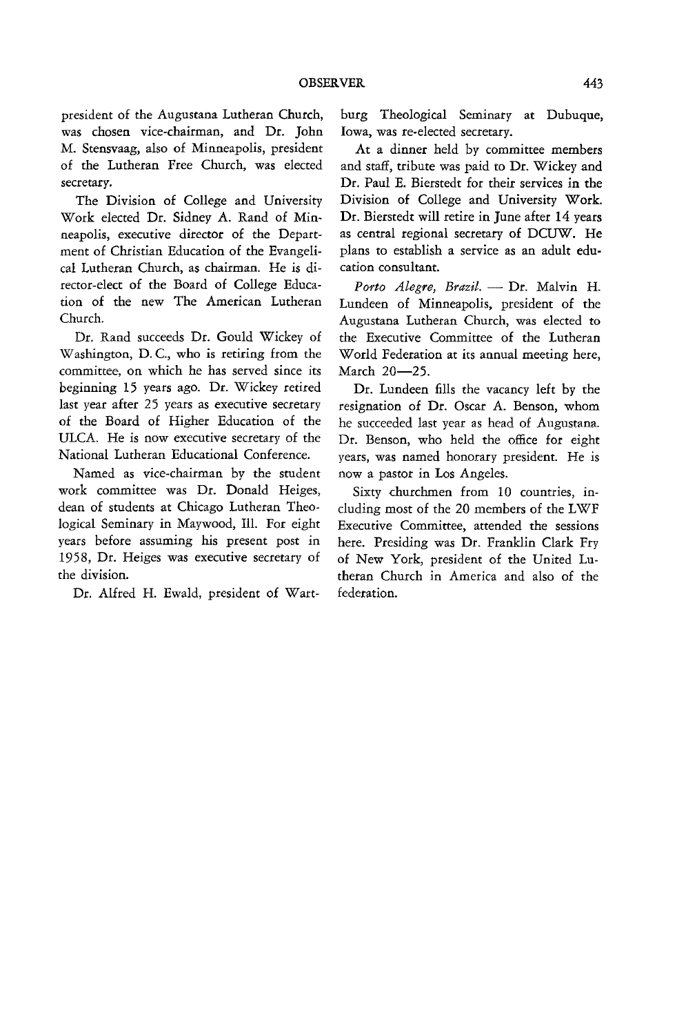president of the Augustana Lutheran Church, was chosen vice-chairman, and Dr. John M. Stensvaag, also of Minneapolis, president of the Lutheran Free Church, was elected secretary.

The Division of College and University Work elected Dr. Sidney A. Rand of Minneapolis, executive director of the Department of Christian Education of the Evangelical Lutheran Church, as chairman. He is director-elect of the Board of College Education of the new The American Lutheran Church.

Dr. Rand succeeds Dr. Gould Wickey of Washington, D. C., who is retiring from the committee, on which he has served since its beginning 15 years ago. Dr. Wickey retired last year after 25 years as executive secretary of the Board of Higher Education of the ULCA. He is now executive secretary of the National Lutheran Educational Conference.

Named as vice-chairman by the student work committee was Dr. Donald Heiges, dean of students at Chicago Lutheran Theological Seminary in Maywood, Ill. For eight years before assuming his present post in 1958, Dr. Heiges was executive secretary of the division.

Dr. Alfred H. Ewald, president of Wartburg Theological Seminary at Dubuque, Iowa, was re-elected secretary.

At a dinner held by committee members and staff, tribute was paid to Dr. Wickey and Dr. Paul E. Bierstedt for their services in the Division of College and University Work. Dr. Bierstedt will retire in June after 14 years as central regional secretary of DCUW. He plans to establish a service as an adult education consultant.

*Porto Alegre, Brazil.* — Dr. Malvin H. Lundeen of Minneapolis, president of the Augustana Lutheran Church, was elected to the Executive Committee of the Lutheran World Federation at its annual meeting here, March 20—25.

Dr. Lundeen fills the vacancy left by the resignation of Dr. Oscar A. Benson, whom he succeeded last year as head of Augustana. Dr. Benson, who held the office for eight years, was named honorary president. He is now a pastor in Los Angeles.

Sixty churchmen from 10 countries, including most of the 20 members of the LWF Executive Committee, attended the sessions here. Presiding was Dr. Franklin Clark Fry of New York, president of the United Lutheran Church in America and also of the federation.